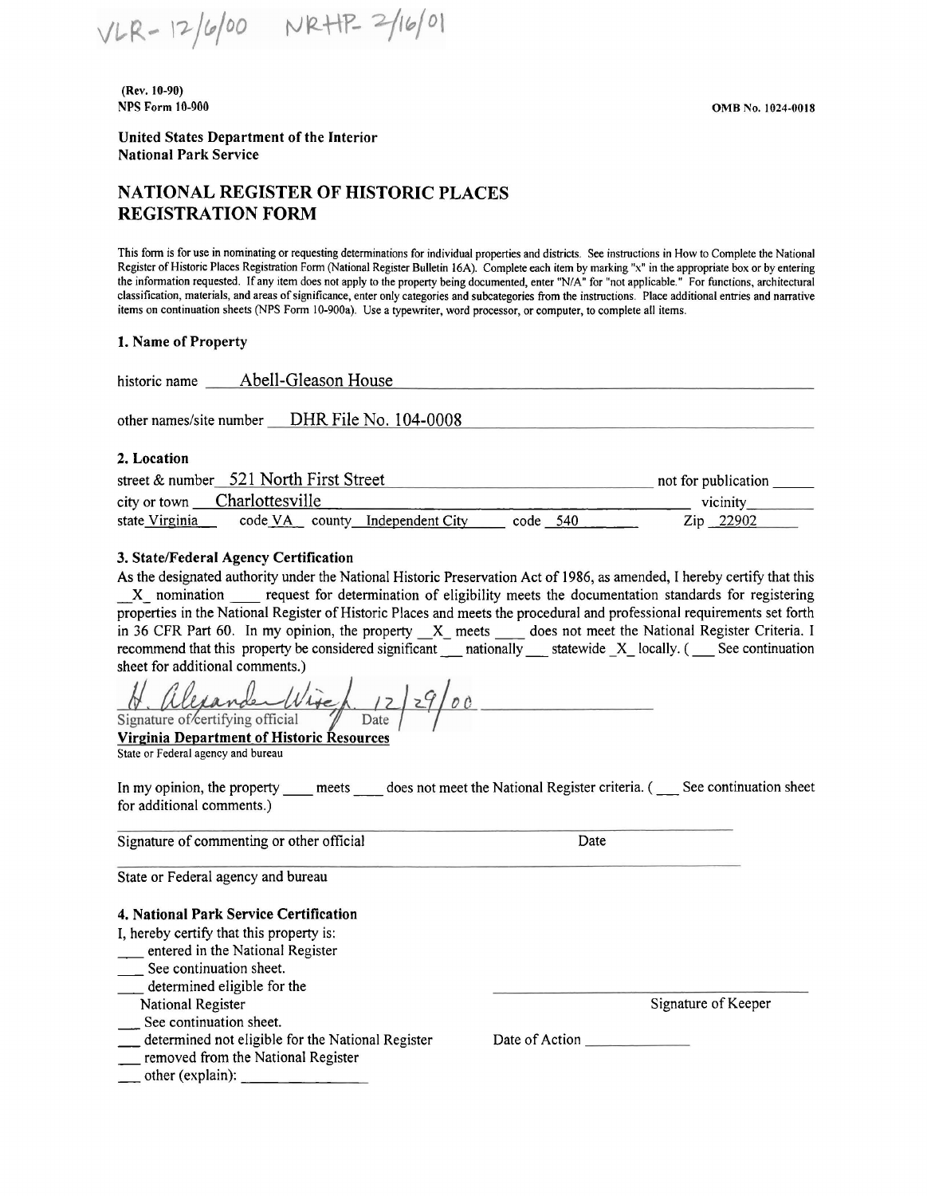VLR- 12/6/00 NRHP- 2/16/01

(Rev. 10-90)
NPS Form 10-900

OMB No. 1024-0018

**United States Department of the Interior**
**National Park Service**

# NATIONAL REGISTER OF HISTORIC PLACES REGISTRATION FORM

This form is for use in nominating or requesting determinations for individual properties and districts. See instructions in How to Complete the National Register of Historic Places Registration Form (National Register Bulletin 16A). Complete each item by marking "x" in the appropriate box or by entering the information requested. If any item does not apply to the property being documented, enter "N/A" for "not applicable." For functions, architectural classification, materials, and areas of significance, enter only categories and subcategories from the instructions. Place additional entries and narrative items on continuation sheets (NPS Form 10-900a). Use a typewriter, word processor, or computer, to complete all items.

## 1. Name of Property

historic name Abell-Gleason House

other names/site number DHR File No. 104-0008

## 2. Location

street & number 521 North First Street not for publication ____
city or town Charlottesville vicinity____
state Virginia code VA county Independent City code 540 Zip 22902

## 3. State/Federal Agency Certification

As the designated authority under the National Historic Preservation Act of 1986, as amended, I hereby certify that this _X_ nomination ___ request for determination of eligibility meets the documentation standards for registering properties in the National Register of Historic Places and meets the procedural and professional requirements set forth in 36 CFR Part 60. In my opinion, the property _X_ meets ___ does not meet the National Register Criteria. I recommend that this property be considered significant ___ nationally ___ statewide _X_ locally. ( ___ See continuation sheet for additional comments.)

H. Alexander Wise, Jr. 12/29/00
Signature of certifying official Date
**Virginia Department of Historic Resources**
State or Federal agency and bureau

In my opinion, the property ___ meets ___ does not meet the National Register criteria. ( ___ See continuation sheet for additional comments.)

Signature of commenting or other official Date

State or Federal agency and bureau

## 4. National Park Service Certification

I, hereby certify that this property is:
___ entered in the National Register
___ See continuation sheet.
___ determined eligible for the National Register
___ See continuation sheet.
___ determined not eligible for the National Register
___ removed from the National Register
___ other (explain): ____________

Signature of Keeper

Date of Action ____________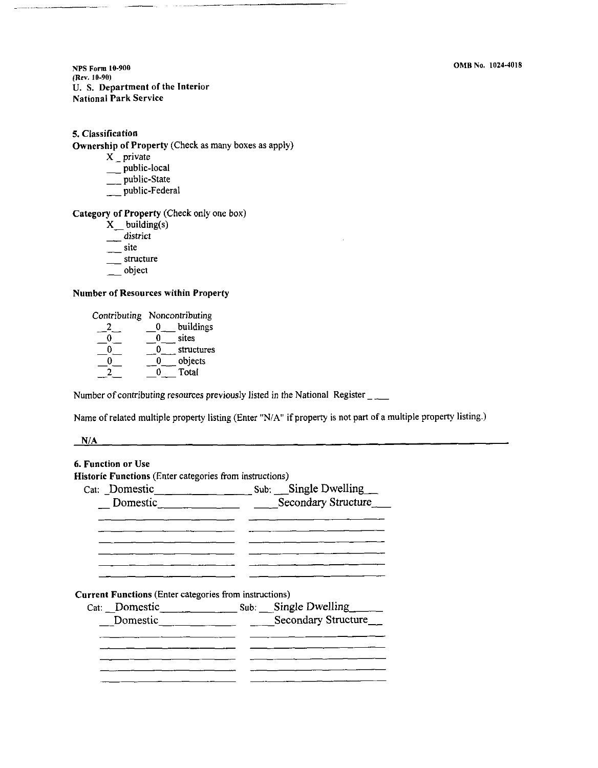NPS Form 10-900
(Rev. 10-90)
U. S. Department of the Interior
National Park Service

OMB No. 1024-4018

**5. Classification**

**Ownership of Property** (Check as many boxes as apply)

- X private
- ___ public-local
- ___ public-State
- ___ public-Federal

**Category of Property** (Check only one box)

- X building(s)
- ___ district
- ___ site
- ___ structure
- ___ object

**Number of Resources within Property**

| Contributing | Noncontributing | |
|---|---|---|
| 2 | 0 | buildings |
| 0 | 0 | sites |
| 0 | 0 | structures |
| 0 | 0 | objects |
| 2 | 0 | Total |

Number of contributing resources previously listed in the National Register ___

Name of related multiple property listing (Enter "N/A" if property is not part of a multiple property listing.)

N/A

**6. Function or Use**

**Historic Functions** (Enter categories from instructions)

| Cat: | Sub: |
|---|---|
| Domestic | Single Dwelling |
| Domestic | Secondary Structure |

**Current Functions** (Enter categories from instructions)

| Cat: | Sub: |
|---|---|
| Domestic | Single Dwelling |
| Domestic | Secondary Structure |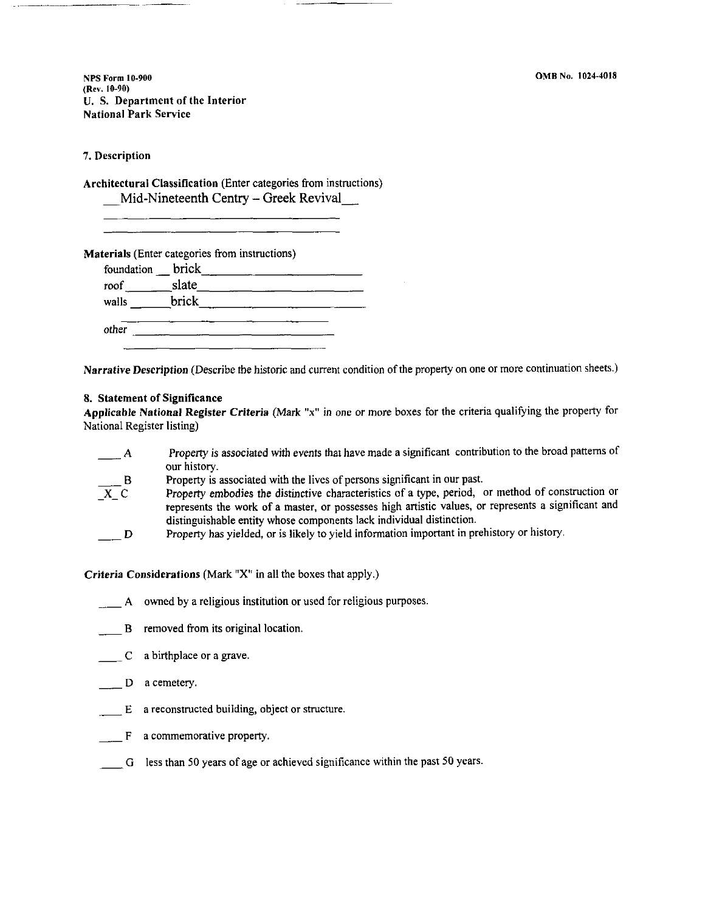NPS Form 10-900
(Rev. 10-90)
U. S. Department of the Interior
National Park Service

OMB No. 1024-4018

### 7. Description

**Architectural Classification** (Enter categories from instructions)

__Mid-Nineteenth Centry – Greek Revival__

**Materials** (Enter categories from instructions)

foundation __ brick

roof _______slate

walls ______brick

*other* ____________

***Narrative Description*** (Describe the historic and current condition of the property on one or more continuation sheets.)

### 8. Statement of Significance

**Applicable National Register Criteria** (Mark "x" in one or more boxes for the criteria qualifying the property for National Register listing)

___ A Property is associated with events that have made a significant contribution to the broad patterns of our history.

___ B Property is associated with the lives of persons significant in our past.

_X_ C Property embodies the distinctive characteristics of a type, period, or method of construction or represents the work of a master, or possesses high artistic values, or represents a significant and distinguishable entity whose components lack individual distinction.

___ D Property has yielded, or is likely to yield information important in prehistory or history.

***Criteria Considerations*** (Mark "X" in all the boxes that apply.)

___ A owned by a religious institution or used for religious purposes.

___ B removed from its original location.

___ C a birthplace or a grave.

___ D a cemetery.

___ E a reconstructed building, object or structure.

___ F a commemorative property.

___ G less than 50 years of age or achieved significance within the past 50 years.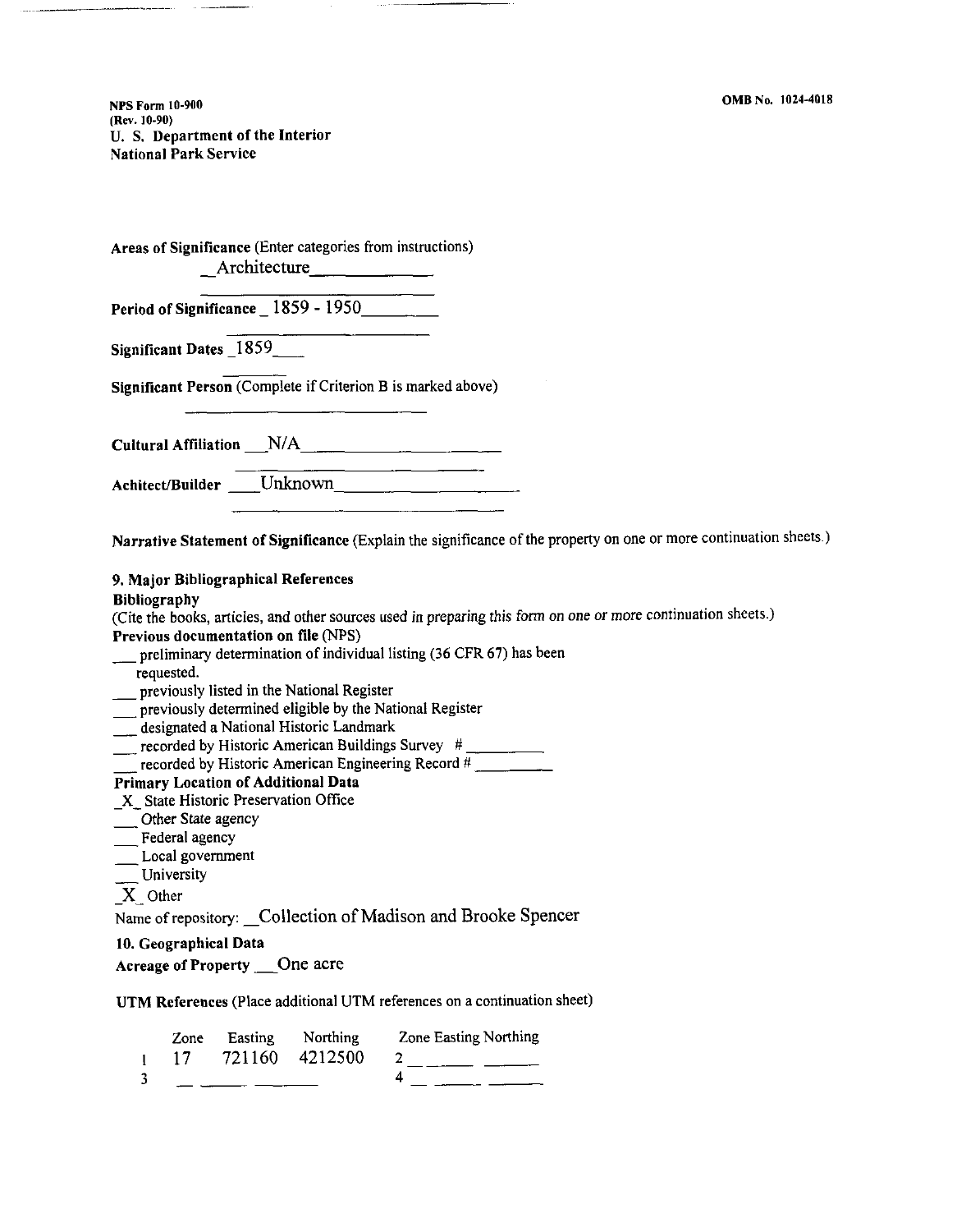NPS Form 10-900
(Rev. 10-90)
U. S. Department of the Interior
National Park Service

OMB No. 1024-4018

**Areas of Significance** (Enter categories from instructions)
_Architecture____________

**Period of Significance** _ 1859 - 1950________

**Significant Dates** _1859___

**Significant Person** (Complete if Criterion B is marked above)

**Cultural Affiliation** __N/A______________________

**Achitect/Builder** ____Unknown___________________

**Narrative Statement of Significance** (Explain the significance of the property on one or more continuation sheets.)

**9. Major Bibliographical References**

**Bibliography**

(Cite the books, articles, and other sources used in preparing this form on one or more continuation sheets.)

**Previous documentation on file** (NPS)

___ preliminary determination of individual listing (36 CFR 67) has been requested.
___ previously listed in the National Register
___ previously determined eligible by the National Register
___ designated a National Historic Landmark
___ recorded by Historic American Buildings Survey # _________
___ recorded by Historic American Engineering Record # _________

**Primary Location of Additional Data**

_X_ State Historic Preservation Office
___ Other State agency
___ Federal agency
___ Local government
___ University
_X_ Other

Name of repository: _Collection of Madison and Brooke Spencer

**10. Geographical Data**

**Acreage of Property** __One acre

**UTM References** (Place additional UTM references on a continuation sheet)

|   | Zone | Easting | Northing |   | Zone Easting Northing |
|---|---|---|---|---|---|
| 1 | 17 | 721160 | 4212500 | 2 | ___ ____ ____ |
| 3 | ___ | ____ | ____ | 4 | ___ ____ ____ |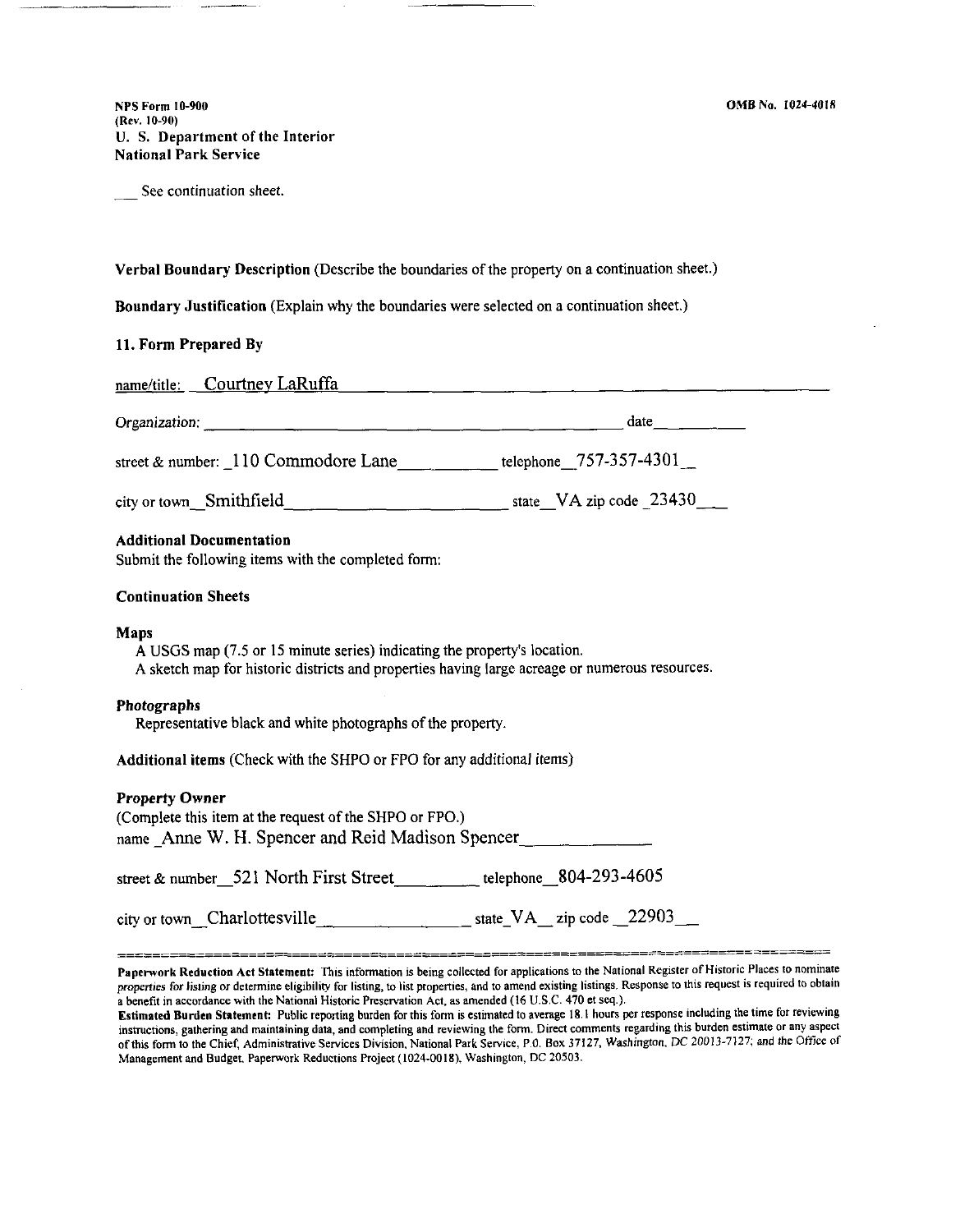NPS Form 10-900
(Rev. 10-90)
U. S. Department of the Interior
National Park Service

OMB No. 1024-4018

___ See continuation sheet.

**Verbal Boundary Description** (Describe the boundaries of the property on a continuation sheet.)

**Boundary Justification** (Explain why the boundaries were selected on a continuation sheet.)

## 11. Form Prepared By

name/title: Courtney LaRuffa

*Organization:* ____________________ date ____________

street & number: 110 Commodore Lane telephone 757-357-4301

city or town Smithfield state VA zip code 23430

### Additional Documentation

Submit the following items with the completed form:

**Continuation Sheets**

**Maps**

A USGS map (7.5 or 15 minute series) indicating the property's location.
A sketch map for historic districts and properties having large acreage or numerous resources.

***Photographs***

Representative black and white photographs of the property.

**Additional items** (Check with the SHPO or FPO for any additional items)

***Property Owner***

(Complete this item at the request of the SHPO or FPO.)
name Anne W. H. Spencer and Reid Madison Spencer

street & number 521 North First Street telephone 804-293-4605

city or town Charlottesville state VA zip code 22903

---

**Paperwork Reduction Act Statement:** This information is being collected for applications to the National Register of Historic Places to nominate properties for listing or determine eligibility for listing, to list properties, and to amend existing listings. Response to this request is required to obtain a benefit in accordance with the National Historic Preservation Act, as amended (16 U.S.C. 470 et seq.).

**Estimated Burden Statement:** Public reporting burden for this form is estimated to average 18.1 hours per response including the time for reviewing instructions, gathering and maintaining data, and completing and reviewing the form. Direct comments regarding this burden estimate or any aspect of this form to the Chief, Administrative Services Division, National Park Service, P.O. Box 37127, Washington, DC 20013-7127; and the Office of Management and Budget, Paperwork Reductions Project (1024-0018), Washington, DC 20503.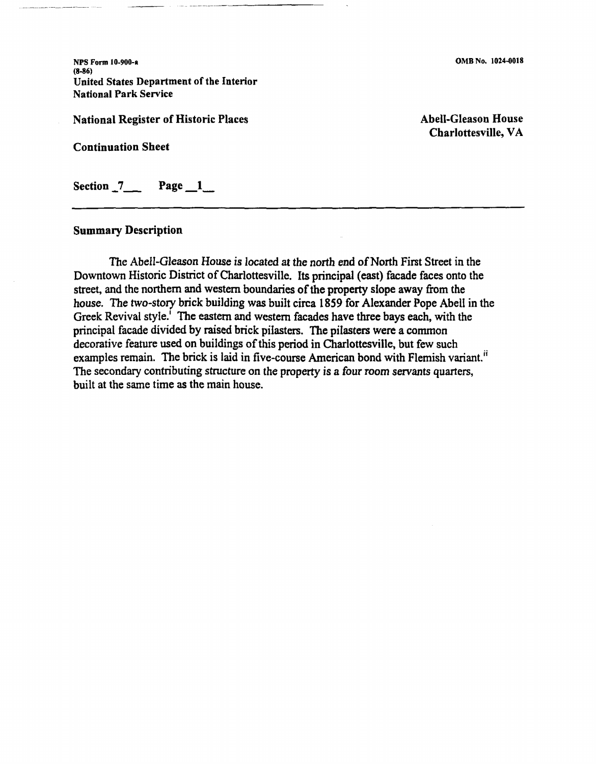NPS Form 10-900-a
(8-86)
United States Department of the Interior
National Park Service

OMB No. 1024-0018

**National Register of Historic Places**

**Continuation Sheet**

**Abell-Gleason House**
**Charlottesville, VA**

**Section 7 Page 1**

---

## Summary Description

The Abell-Gleason House is located at the north end of North First Street in the Downtown Historic District of Charlottesville. Its principal (east) facade faces onto the street, and the northern and western boundaries of the property slope away from the house. The two-story brick building was built circa 1859 for Alexander Pope Abell in the Greek Revival style.[i] The eastern and western facades have three bays each, with the principal facade divided by raised brick pilasters. The pilasters were a common decorative feature used on buildings of this period in Charlottesville, but few such examples remain. The brick is laid in five-course American bond with Flemish variant.[ii] The secondary contributing structure on the property is a four room servants quarters, built at the same time as the main house.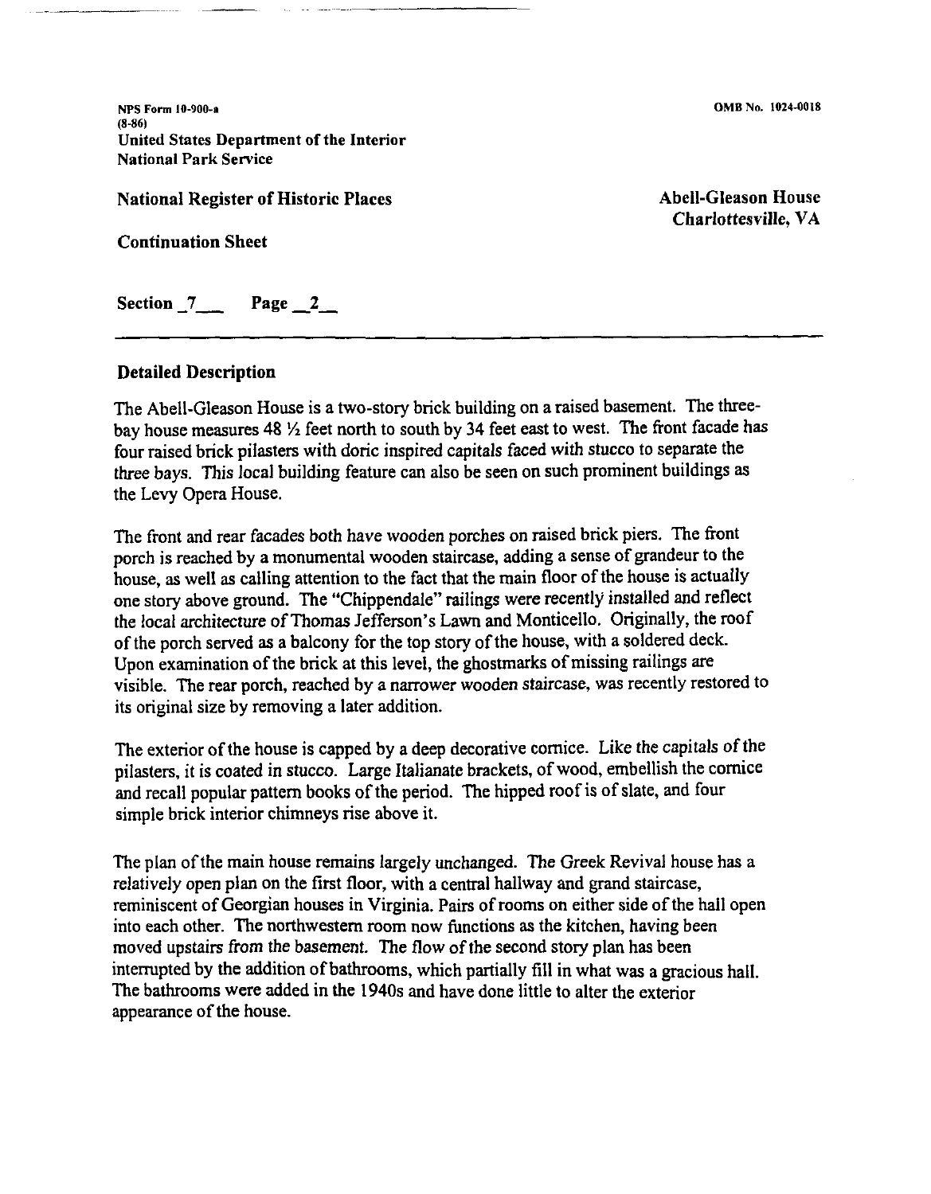NPS Form 10-900-a
(8-86)
United States Department of the Interior
National Park Service

OMB No. 1024-0018

**National Register of Historic Places**

**Continuation Sheet**

**Abell-Gleason House**
**Charlottesville, VA**

**Section 7 Page 2**

## Detailed Description

The Abell-Gleason House is a two-story brick building on a raised basement. The three-bay house measures 48 ½ feet north to south by 34 feet east to west. The front facade has four raised brick pilasters with doric inspired capitals faced with stucco to separate the three bays. This local building feature can also be seen on such prominent buildings as the Levy Opera House.

The front and rear facades both have wooden porches on raised brick piers. The front porch is reached by a monumental wooden staircase, adding a sense of grandeur to the house, as well as calling attention to the fact that the main floor of the house is actually one story above ground. The "Chippendale" railings were recently installed and reflect the local architecture of Thomas Jefferson's Lawn and Monticello. Originally, the roof of the porch served as a balcony for the top story of the house, with a soldered deck. Upon examination of the brick at this level, the ghostmarks of missing railings are visible. The rear porch, reached by a narrower wooden staircase, was recently restored to its original size by removing a later addition.

The exterior of the house is capped by a deep decorative cornice. Like the capitals of the pilasters, it is coated in stucco. Large Italianate brackets, of wood, embellish the cornice and recall popular pattern books of the period. The hipped roof is of slate, and four simple brick interior chimneys rise above it.

The plan of the main house remains largely unchanged. The Greek Revival house has a relatively open plan on the first floor, with a central hallway and grand staircase, reminiscent of Georgian houses in Virginia. Pairs of rooms on either side of the hall open into each other. The northwestern room now functions as the kitchen, having been moved upstairs from the basement. The flow of the second story plan has been interrupted by the addition of bathrooms, which partially fill in what was a gracious hall. The bathrooms were added in the 1940s and have done little to alter the exterior appearance of the house.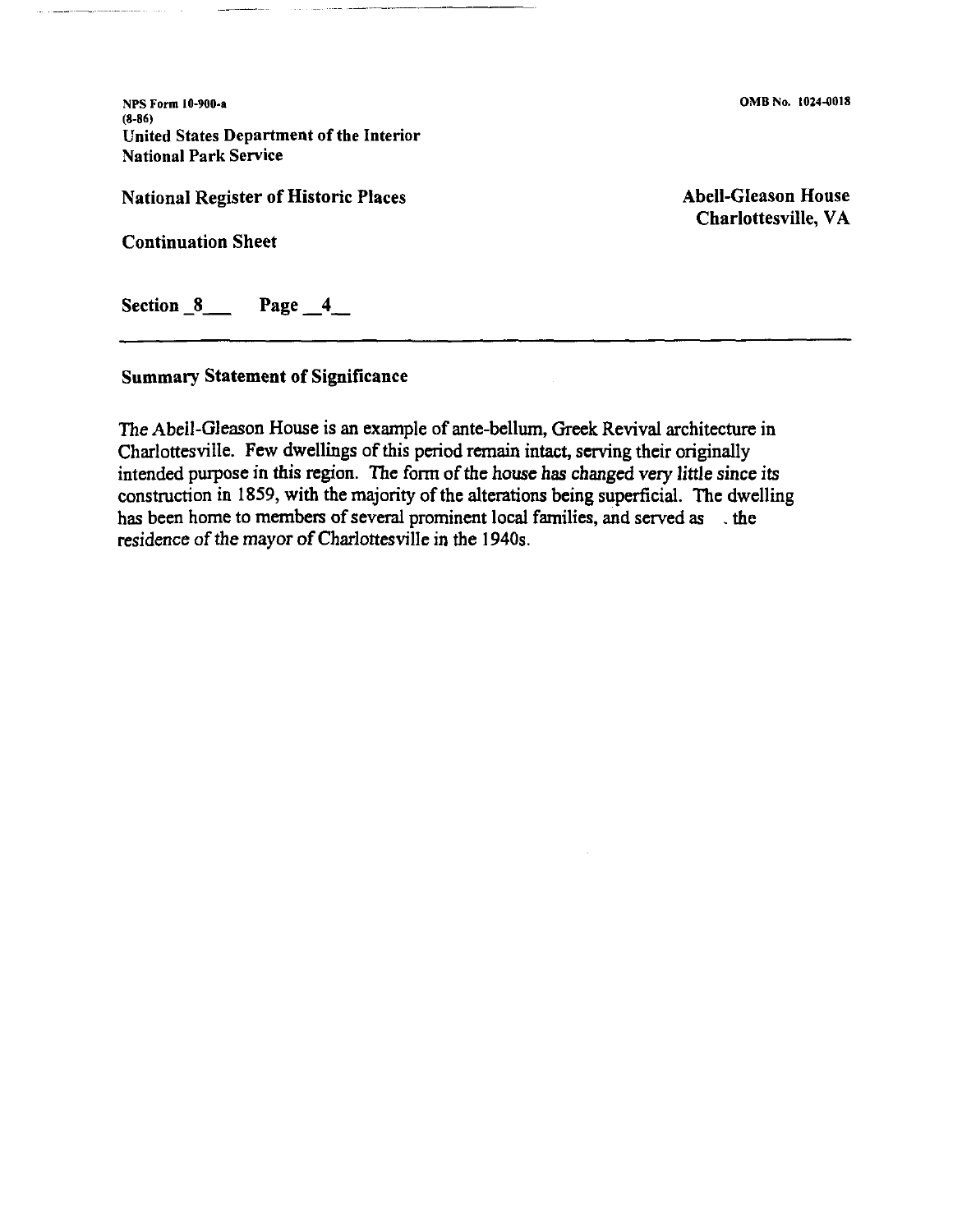NPS Form 10-900-a
(8-86)
United States Department of the Interior
National Park Service

OMB No. 1024-0018

National Register of Historic Places

Continuation Sheet

Abell-Gleason House
Charlottesville, VA

Section 8 Page 4

## Summary Statement of Significance

The Abell-Gleason House is an example of ante-bellum, Greek Revival architecture in Charlottesville. Few dwellings of this period remain intact, serving their originally intended purpose in this region. The form of the house has changed very little since its construction in 1859, with the majority of the alterations being superficial. The dwelling has been home to members of several prominent local families, and served as the residence of the mayor of Charlottesville in the 1940s.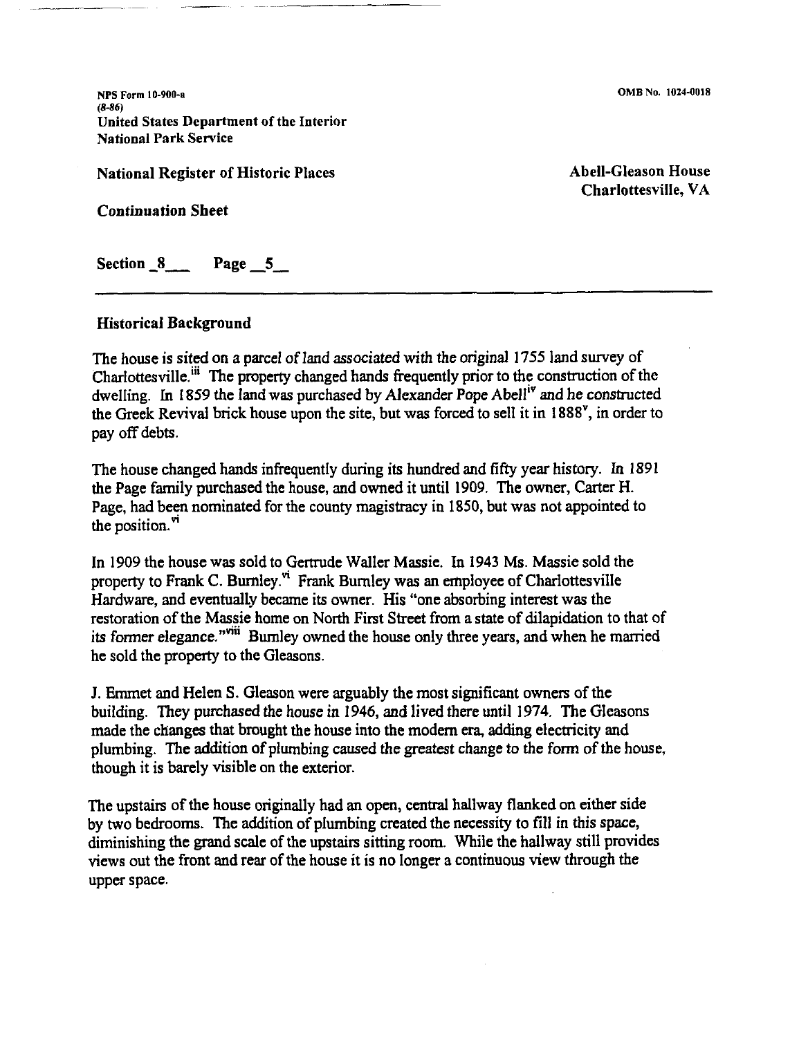NPS Form 10-900-a
(8-86)
United States Department of the Interior
National Park Service

OMB No. 1024-0018

**National Register of Historic Places**

**Continuation Sheet**

**Abell-Gleason House**
**Charlottesville, VA**

**Section _8___ Page __5__**

### Historical Background

The house is sited on a parcel of land associated with the original 1755 land survey of Charlottesville.[iii] The property changed hands frequently prior to the construction of the dwelling. In 1859 the land was purchased by Alexander Pope Abell[iv] and he constructed the Greek Revival brick house upon the site, but was forced to sell it in 1888[v], in order to pay off debts.

The house changed hands infrequently during its hundred and fifty year history. In 1891 the Page family purchased the house, and owned it until 1909. The owner, Carter H. Page, had been nominated for the county magistracy in 1850, but was not appointed to the position.[vi]

In 1909 the house was sold to Gertrude Waller Massie. In 1943 Ms. Massie sold the property to Frank C. Burnley.[vi] Frank Burnley was an employee of Charlottesville Hardware, and eventually became its owner. His "one absorbing interest was the restoration of the Massie home on North First Street from a state of dilapidation to that of its former elegance."[viii] Burnley owned the house only three years, and when he married he sold the property to the Gleasons.

J. Emmet and Helen S. Gleason were arguably the most significant owners of the building. They purchased the house in 1946, and lived there until 1974. The Gleasons made the changes that brought the house into the modern era, adding electricity and plumbing. The addition of plumbing caused the greatest change to the form of the house, though it is barely visible on the exterior.

The upstairs of the house originally had an open, central hallway flanked on either side by two bedrooms. The addition of plumbing created the necessity to fill in this space, diminishing the grand scale of the upstairs sitting room. While the hallway still provides views out the front and rear of the house it is no longer a continuous view through the upper space.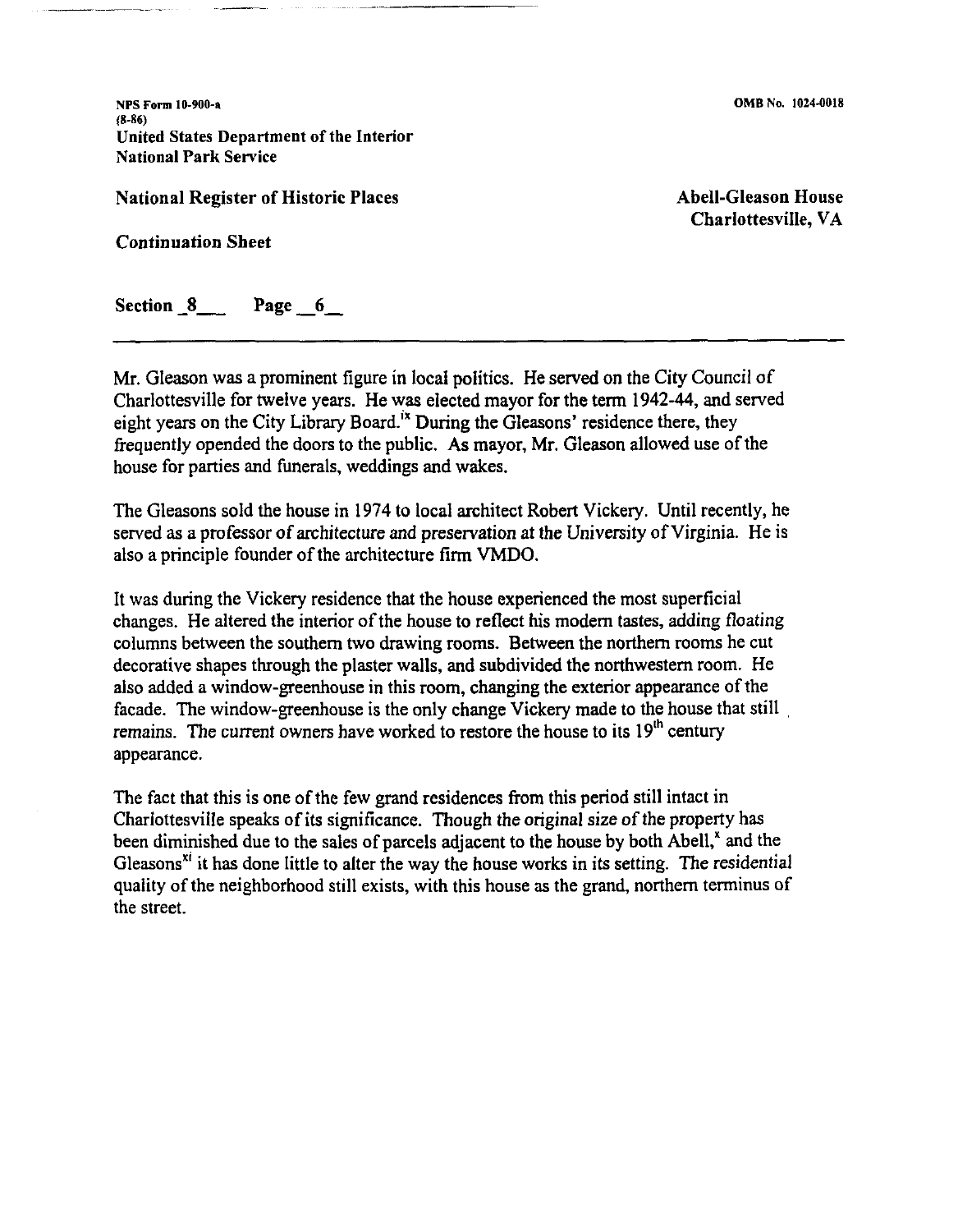Mr. Gleason was a prominent figure in local politics. He served on the City Council of Charlottesville for twelve years. He was elected mayor for the term 1942-44, and served eight years on the City Library Board.[ix] During the Gleasons' residence there, they frequently opended the doors to the public. As mayor, Mr. Gleason allowed use of the house for parties and funerals, weddings and wakes.

The Gleasons sold the house in 1974 to local architect Robert Vickery. Until recently, he served as a professor of architecture and preservation at the University of Virginia. He is also a principle founder of the architecture firm VMDO.

It was during the Vickery residence that the house experienced the most superficial changes. He altered the interior of the house to reflect his modern tastes, adding floating columns between the southern two drawing rooms. Between the northern rooms he cut decorative shapes through the plaster walls, and subdivided the northwestern room. He also added a window-greenhouse in this room, changing the exterior appearance of the facade. The window-greenhouse is the only change Vickery made to the house that still remains. The current owners have worked to restore the house to its 19th century appearance.

The fact that this is one of the few grand residences from this period still intact in Charlottesville speaks of its significance. Though the original size of the property has been diminished due to the sales of parcels adjacent to the house by both Abell,[x] and the Gleasons[xi] it has done little to alter the way the house works in its setting. The residential quality of the neighborhood still exists, with this house as the grand, northern terminus of the street.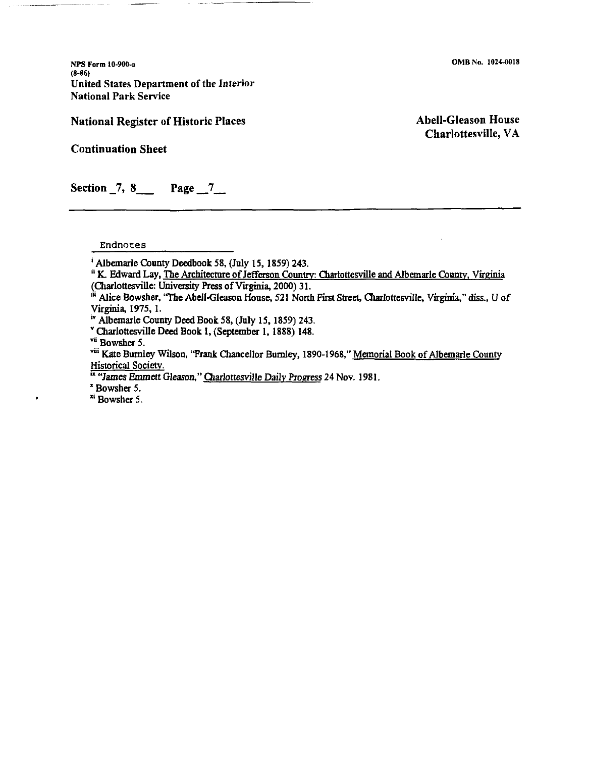NPS Form 10-900-a
(8-86)
United States Department of the Interior
National Park Service

OMB No. 1024-0018

National Register of Historic Places

Continuation Sheet

Abell-Gleason House
Charlottesville, VA

Section _7, 8___ Page _7__

Endnotes

[i] Albemarle County Deedbook 58, (July 15, 1859) 243.
[ii] K. Edward Lay, The Architecture of Jefferson Country: Charlottesville and Albemarle County, Virginia (Charlottesville: University Press of Virginia, 2000) 31.
[iii] Alice Bowsher, "The Abell-Gleason House, 521 North First Street, Charlottesville, Virginia," diss., U of Virginia, 1975, 1.
[iv] Albemarle County Deed Book 58, (July 15, 1859) 243.
[v] Charlottesville Deed Book 1, (September 1, 1888) 148.
[vii] Bowsher 5.
[viii] Kate Burnley Wilson, "Frank Chancellor Burnley, 1890-1968," Memorial Book of Albemarle County Historical Society.
[ix] "James Emmett Gleason," Charlottesville Daily Progress 24 Nov. 1981.
[x] Bowsher 5.
[xi] Bowsher 5.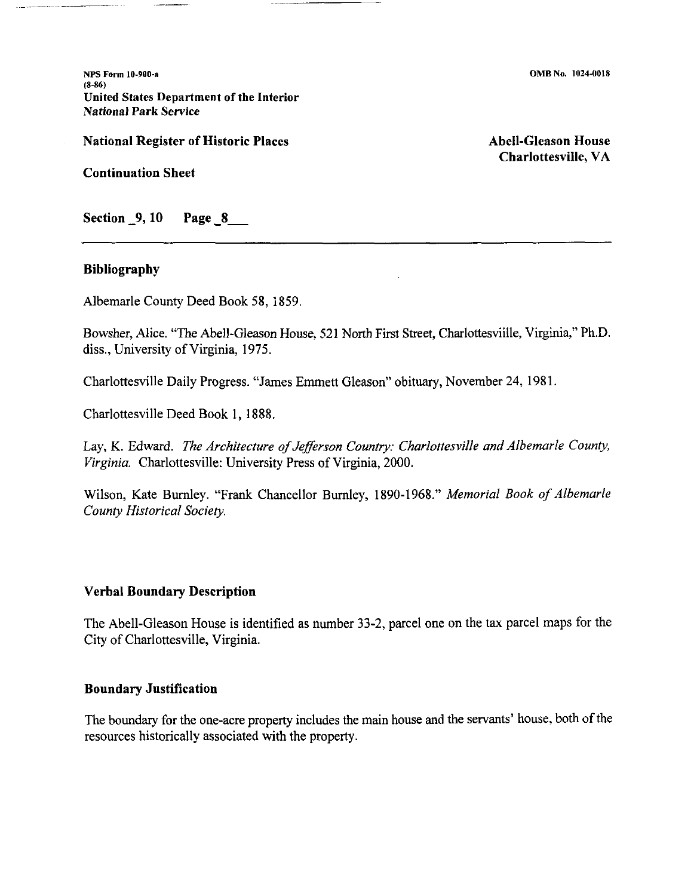## Bibliography

Albemarle County Deed Book 58, 1859.

Bowsher, Alice. "The Abell-Gleason House, 521 North First Street, Charlottesviille, Virginia," Ph.D. diss., University of Virginia, 1975.

Charlottesville Daily Progress. "James Emmett Gleason" obituary, November 24, 1981.

Charlottesville Deed Book 1, 1888.

Lay, K. Edward. *The Architecture of Jefferson Country: Charlottesville and Albemarle County, Virginia.* Charlottesville: University Press of Virginia, 2000.

Wilson, Kate Burnley. "Frank Chancellor Burnley, 1890-1968." *Memorial Book of Albemarle County Historical Society.*

## Verbal Boundary Description

The Abell-Gleason House is identified as number 33-2, parcel one on the tax parcel maps for the City of Charlottesville, Virginia.

## Boundary Justification

The boundary for the one-acre property includes the main house and the servants' house, both of the resources historically associated with the property.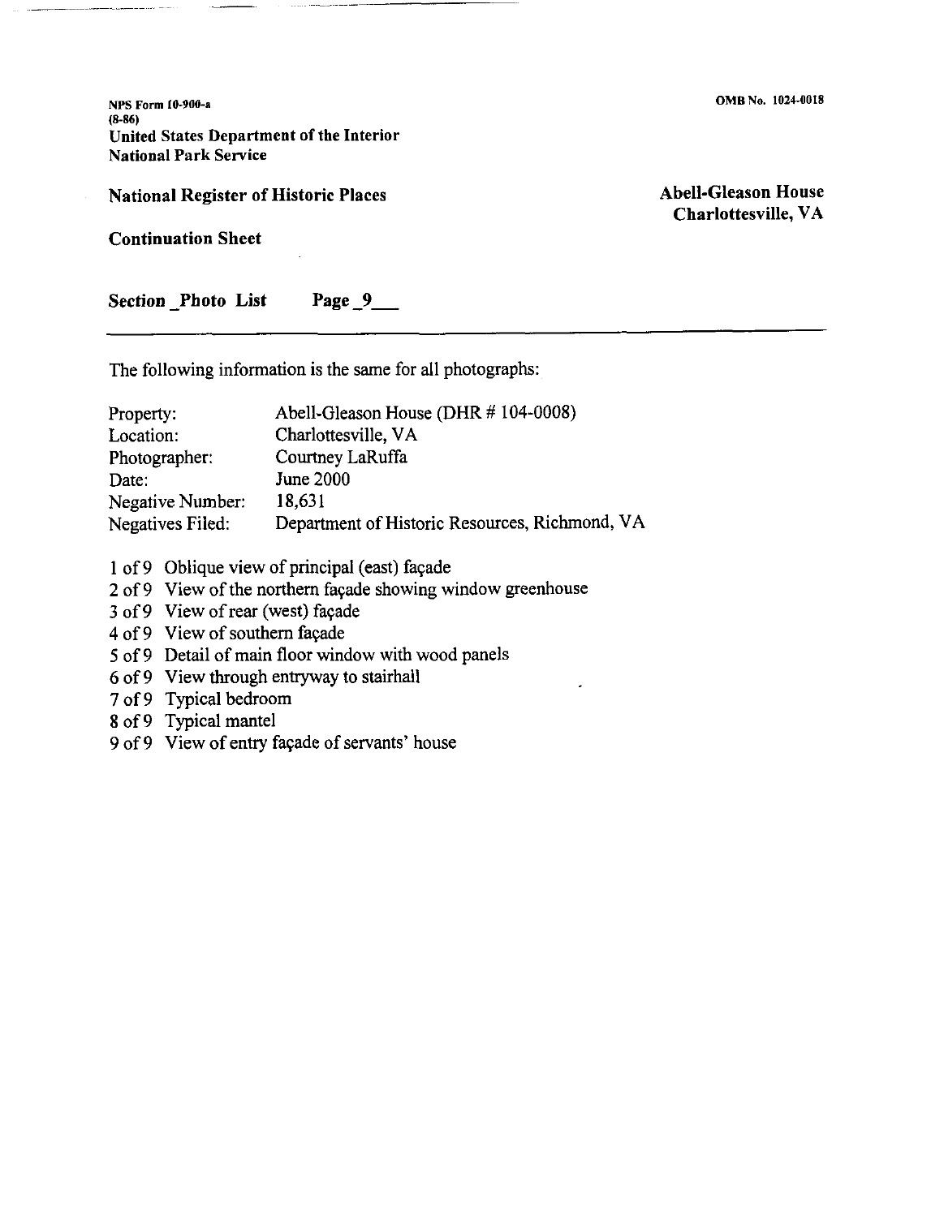NPS Form 10-900-a
(8-86)
United States Department of the Interior
National Park Service

OMB No. 1024-0018

**National Register of Historic Places**

**Continuation Sheet**

**Abell-Gleason House**
**Charlottesville, VA**

**Section _Photo List Page _9___**

---

The following information is the same for all photographs:

| | |
|---|---|
| Property: | Abell-Gleason House (DHR # 104-0008) |
| Location: | Charlottesville, VA |
| Photographer: | Courtney LaRuffa |
| Date: | June 2000 |
| Negative Number: | 18,631 |
| Negatives Filed: | Department of Historic Resources, Richmond, VA |

1 of 9 Oblique view of principal (east) façade
2 of 9 View of the northern façade showing window greenhouse
3 of 9 View of rear (west) façade
4 of 9 View of southern façade
5 of 9 Detail of main floor window with wood panels
6 of 9 View through entryway to stairhall
7 of 9 Typical bedroom
8 of 9 Typical mantel
9 of 9 View of entry façade of servants' house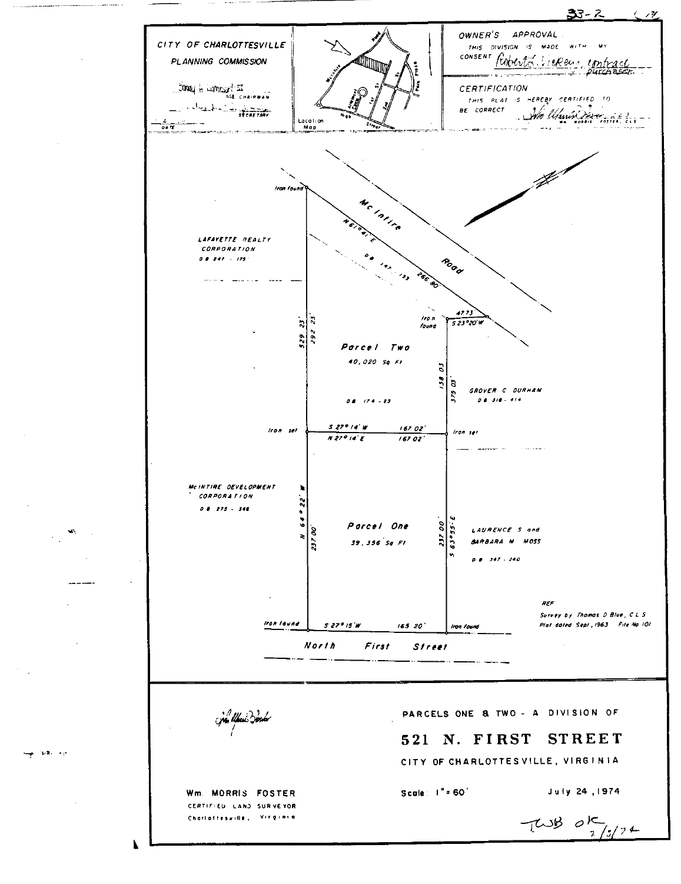33-2 (14)

CITY OF CHARLOTTESVILLE

PLANNING COMMISSION

Sonny H. Lumpkin III
VICE CHAIRMAN

SECRETARY

DATE

Location Map

McIntire Road, 1st St, 2nd, Park Place, High Street

## OWNER'S APPROVAL

THIS DIVISION IS MADE WITH MY CONSENT Robert L. Vickery, contract purchaser

## CERTIFICATION

THIS PLAT IS HEREBY CERTIFIED TO BE CORRECT Wm. Morris Foster, C.L.S.

Iron found

McIntire Road

N 61° 41' E

DB 147 - 133   266.80

LAFAYETTE REALTY CORPORATION
DB 247 - 175

47.73
S 23° 20' W

Iron found

529.23'   292.23'

Parcel Two
40,020 Sq Ft

DB 174 - 23

138.03   375.03'

GROVER C DURHAM
DB 318 - 414

Iron set   S 27° 14' W   167.02'   Iron set
N 27° 14' E   167.02'

McINTIRE DEVELOPMENT CORPORATION
DB 275 - 346

N 64° 22' W   237.00'

Parcel One
39,356 Sq Ft

237.00'   S 63° 55' E

LAURENCE S and BARBARA M MOSS
DB 347 - 240

REF
Survey by Thomas D Blue, C L S
Plat dated Sept, 1963   File No 101

Iron found   S 27° 15' W   165.20'   Iron found

North First Street

Wm. MORRIS FOSTER
CERTIFIED LAND SURVEYOR
Charlottesville, Virginia

PARCELS ONE & TWO - A DIVISION OF

# 521 N. FIRST STREET

CITY OF CHARLOTTESVILLE, VIRGINIA

Scale: 1" = 60'   July 24, 1974

TWB OK 7/5/74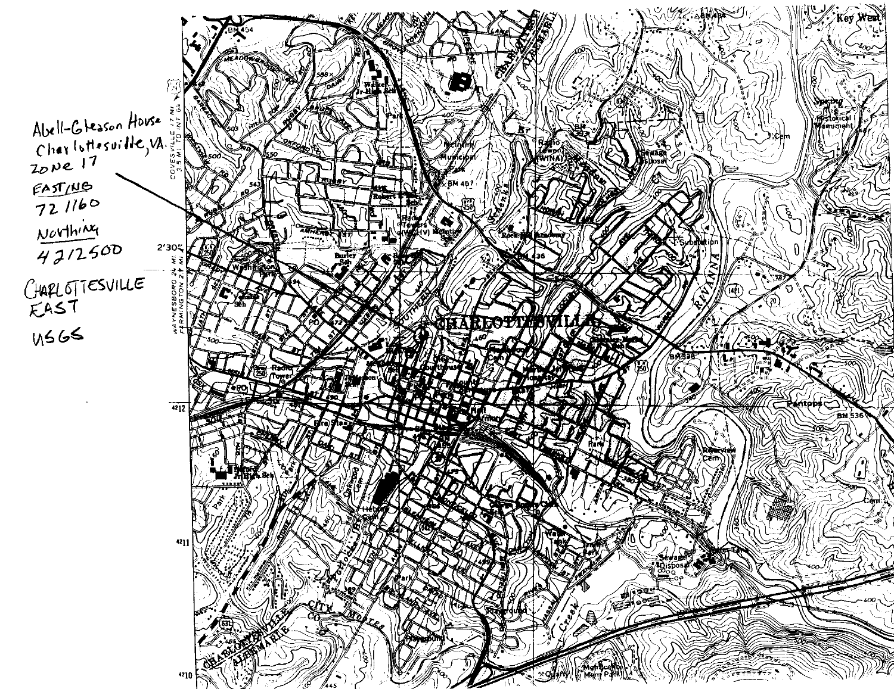Abell-Gleason House
Charlottesville, VA.
Zone 17
Easting
721160
Northing
4212500

CHARLOTTESVILLE EAST
USGS